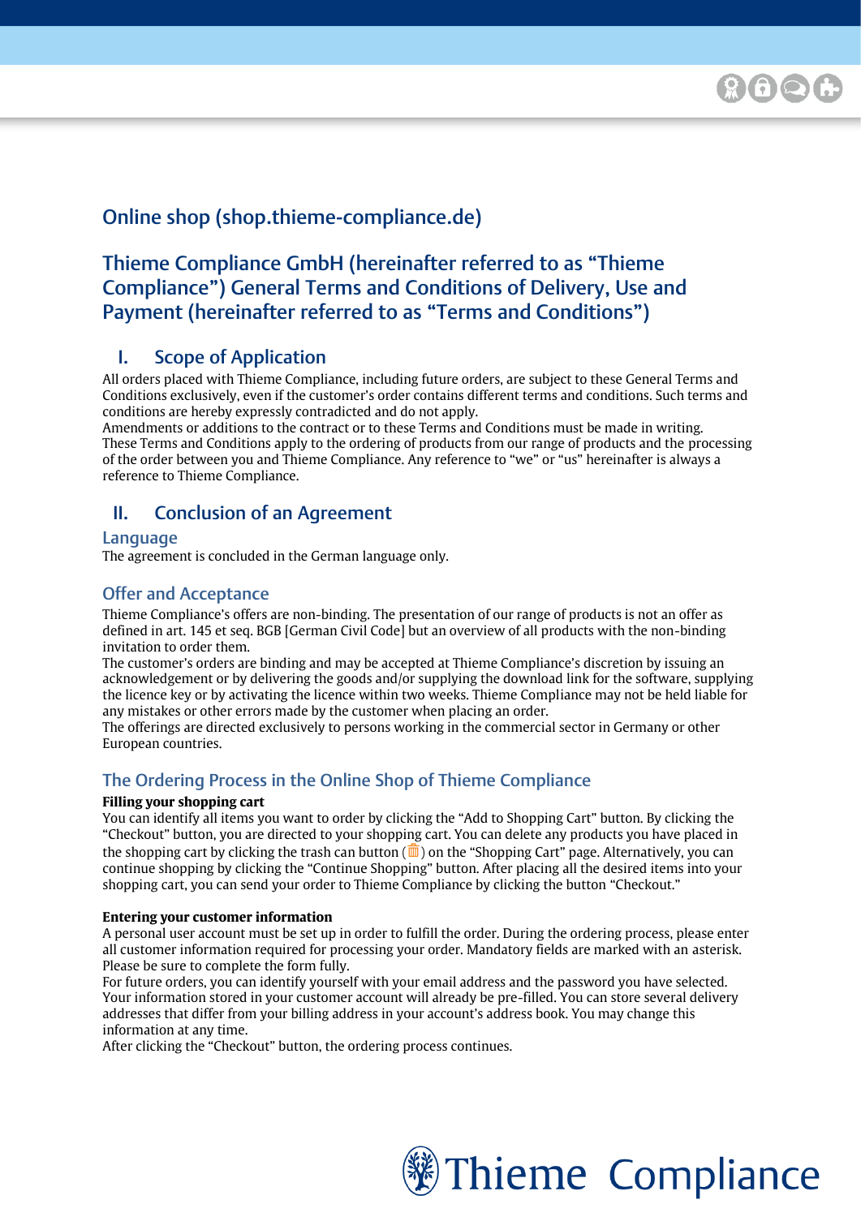# Online shop (shop.thieme-compliance.de)

# Thieme Compliance GmbH (hereinafter referred to as "Thieme Compliance") General Terms and Conditions of Delivery, Use and Payment (hereinafter referred to as "Terms and Conditions")

## I. Scope of Application

All orders placed with Thieme Compliance, including future orders, are subject to these General Terms and Conditions exclusively, even if the customer's order contains different terms and conditions. Such terms and conditions are hereby expressly contradicted and do not apply.
Amendments or additions to the contract or to these Terms and Conditions must be made in writing.
These Terms and Conditions apply to the ordering of products from our range of products and the processing of the order between you and Thieme Compliance. Any reference to "we" or "us" hereinafter is always a reference to Thieme Compliance.

## II. Conclusion of an Agreement

### Language

The agreement is concluded in the German language only.

### Offer and Acceptance

Thieme Compliance's offers are non-binding. The presentation of our range of products is not an offer as defined in art. 145 et seq. BGB [German Civil Code] but an overview of all products with the non-binding invitation to order them.
The customer's orders are binding and may be accepted at Thieme Compliance's discretion by issuing an acknowledgement or by delivering the goods and/or supplying the download link for the software, supplying the licence key or by activating the licence within two weeks. Thieme Compliance may not be held liable for any mistakes or other errors made by the customer when placing an order.
The offerings are directed exclusively to persons working in the commercial sector in Germany or other European countries.

### The Ordering Process in the Online Shop of Thieme Compliance

**Filling your shopping cart**

You can identify all items you want to order by clicking the "Add to Shopping Cart" button. By clicking the "Checkout" button, you are directed to your shopping cart. You can delete any products you have placed in the shopping cart by clicking the trash can button (🗑) on the "Shopping Cart" page. Alternatively, you can continue shopping by clicking the "Continue Shopping" button. After placing all the desired items into your shopping cart, you can send your order to Thieme Compliance by clicking the button "Checkout."

**Entering your customer information**

A personal user account must be set up in order to fulfill the order. During the ordering process, please enter all customer information required for processing your order. Mandatory fields are marked with an asterisk. Please be sure to complete the form fully.
For future orders, you can identify yourself with your email address and the password you have selected. Your information stored in your customer account will already be pre-filled. You can store several delivery addresses that differ from your billing address in your account's address book. You may change this information at any time.
After clicking the "Checkout" button, the ordering process continues.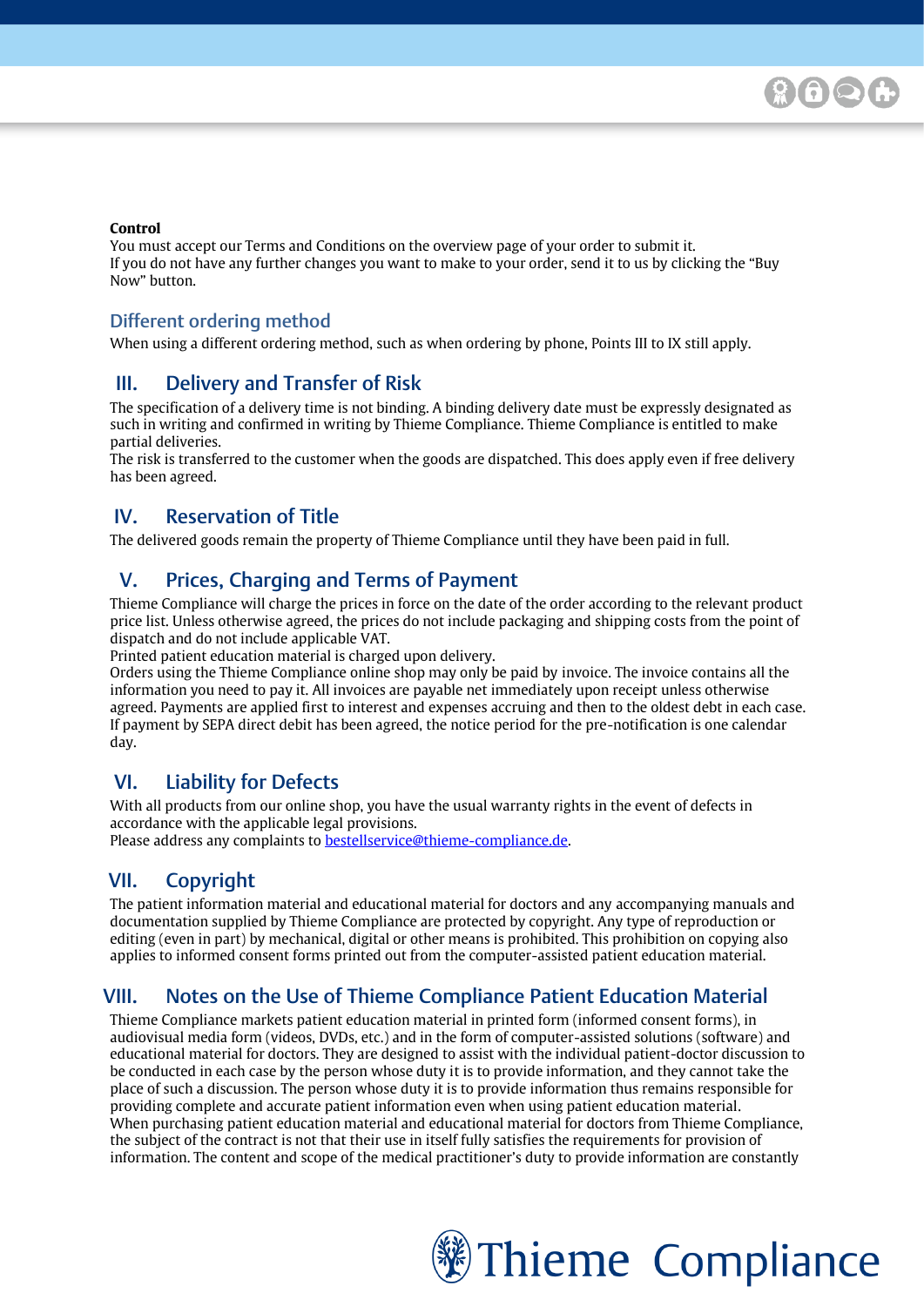**Control**
You must accept our Terms and Conditions on the overview page of your order to submit it.
If you do not have any further changes you want to make to your order, send it to us by clicking the "Buy Now" button.

### Different ordering method

When using a different ordering method, such as when ordering by phone, Points III to IX still apply.

## III. Delivery and Transfer of Risk

The specification of a delivery time is not binding. A binding delivery date must be expressly designated as such in writing and confirmed in writing by Thieme Compliance. Thieme Compliance is entitled to make partial deliveries.
The risk is transferred to the customer when the goods are dispatched. This does apply even if free delivery has been agreed.

## IV. Reservation of Title

The delivered goods remain the property of Thieme Compliance until they have been paid in full.

## V. Prices, Charging and Terms of Payment

Thieme Compliance will charge the prices in force on the date of the order according to the relevant product price list. Unless otherwise agreed, the prices do not include packaging and shipping costs from the point of dispatch and do not include applicable VAT.
Printed patient education material is charged upon delivery.
Orders using the Thieme Compliance online shop may only be paid by invoice. The invoice contains all the information you need to pay it. All invoices are payable net immediately upon receipt unless otherwise agreed. Payments are applied first to interest and expenses accruing and then to the oldest debt in each case. If payment by SEPA direct debit has been agreed, the notice period for the pre-notification is one calendar day.

## VI. Liability for Defects

With all products from our online shop, you have the usual warranty rights in the event of defects in accordance with the applicable legal provisions.
Please address any complaints to bestellservice@thieme-compliance.de.

## VII. Copyright

The patient information material and educational material for doctors and any accompanying manuals and documentation supplied by Thieme Compliance are protected by copyright. Any type of reproduction or editing (even in part) by mechanical, digital or other means is prohibited. This prohibition on copying also applies to informed consent forms printed out from the computer-assisted patient education material.

## VIII. Notes on the Use of Thieme Compliance Patient Education Material

Thieme Compliance markets patient education material in printed form (informed consent forms), in audiovisual media form (videos, DVDs, etc.) and in the form of computer-assisted solutions (software) and educational material for doctors. They are designed to assist with the individual patient-doctor discussion to be conducted in each case by the person whose duty it is to provide information, and they cannot take the place of such a discussion. The person whose duty it is to provide information thus remains responsible for providing complete and accurate patient information even when using patient education material.
When purchasing patient education material and educational material for doctors from Thieme Compliance, the subject of the contract is not that their use in itself fully satisfies the requirements for provision of information. The content and scope of the medical practitioner's duty to provide information are constantly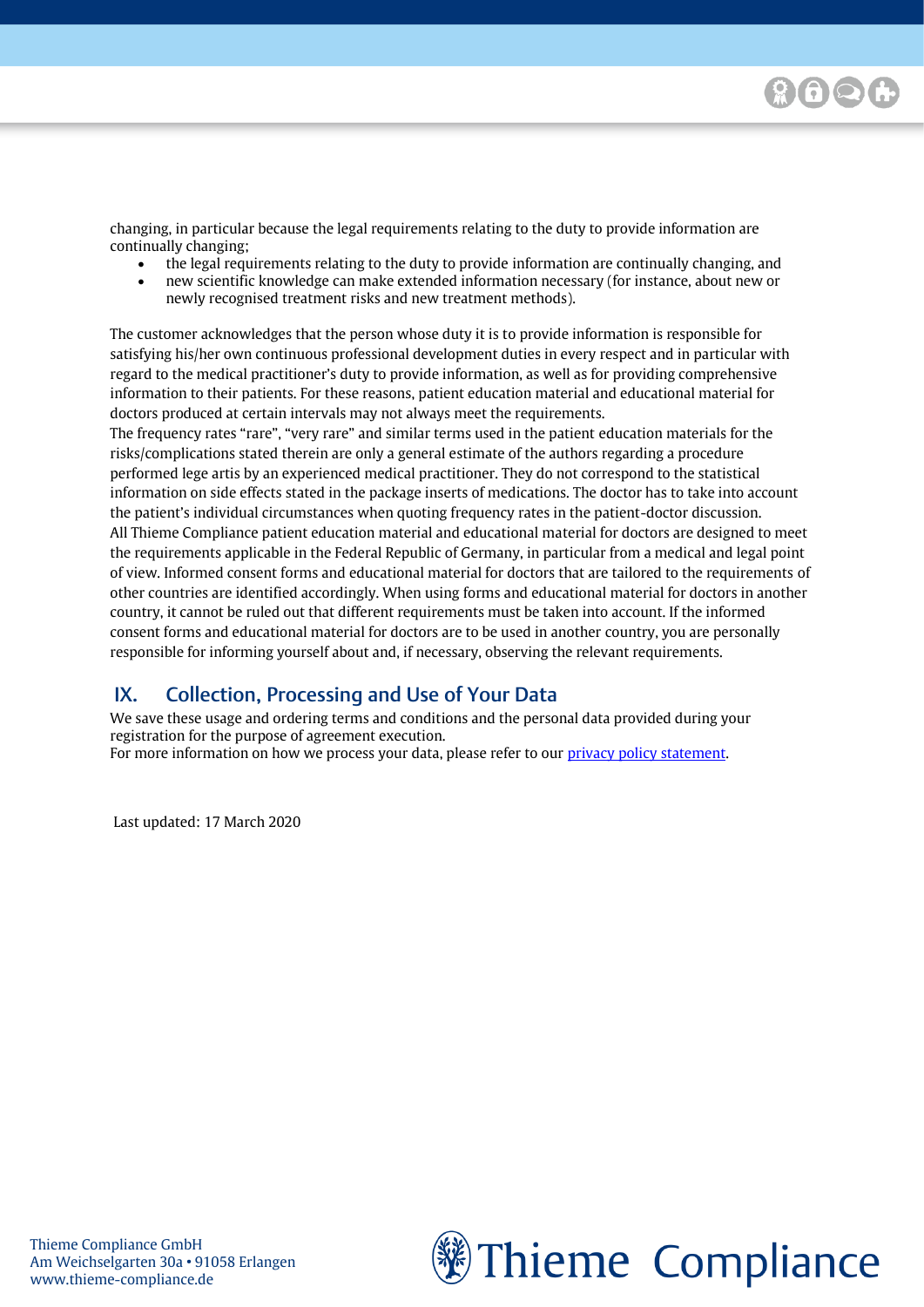changing, in particular because the legal requirements relating to the duty to provide information are continually changing;

- the legal requirements relating to the duty to provide information are continually changing, and
- new scientific knowledge can make extended information necessary (for instance, about new or newly recognised treatment risks and new treatment methods).

The customer acknowledges that the person whose duty it is to provide information is responsible for satisfying his/her own continuous professional development duties in every respect and in particular with regard to the medical practitioner's duty to provide information, as well as for providing comprehensive information to their patients. For these reasons, patient education material and educational material for doctors produced at certain intervals may not always meet the requirements.
The frequency rates "rare", "very rare" and similar terms used in the patient education materials for the risks/complications stated therein are only a general estimate of the authors regarding a procedure performed lege artis by an experienced medical practitioner. They do not correspond to the statistical information on side effects stated in the package inserts of medications. The doctor has to take into account the patient's individual circumstances when quoting frequency rates in the patient-doctor discussion.
All Thieme Compliance patient education material and educational material for doctors are designed to meet the requirements applicable in the Federal Republic of Germany, in particular from a medical and legal point of view. Informed consent forms and educational material for doctors that are tailored to the requirements of other countries are identified accordingly. When using forms and educational material for doctors in another country, it cannot be ruled out that different requirements must be taken into account. If the informed consent forms and educational material for doctors are to be used in another country, you are personally responsible for informing yourself about and, if necessary, observing the relevant requirements.

## IX. Collection, Processing and Use of Your Data

We save these usage and ordering terms and conditions and the personal data provided during your registration for the purpose of agreement execution.
For more information on how we process your data, please refer to our privacy policy statement.

Last updated: 17 March 2020

Thieme Compliance GmbH
Am Weichselgarten 30a • 91058 Erlangen
www.thieme-compliance.de

Thieme Compliance